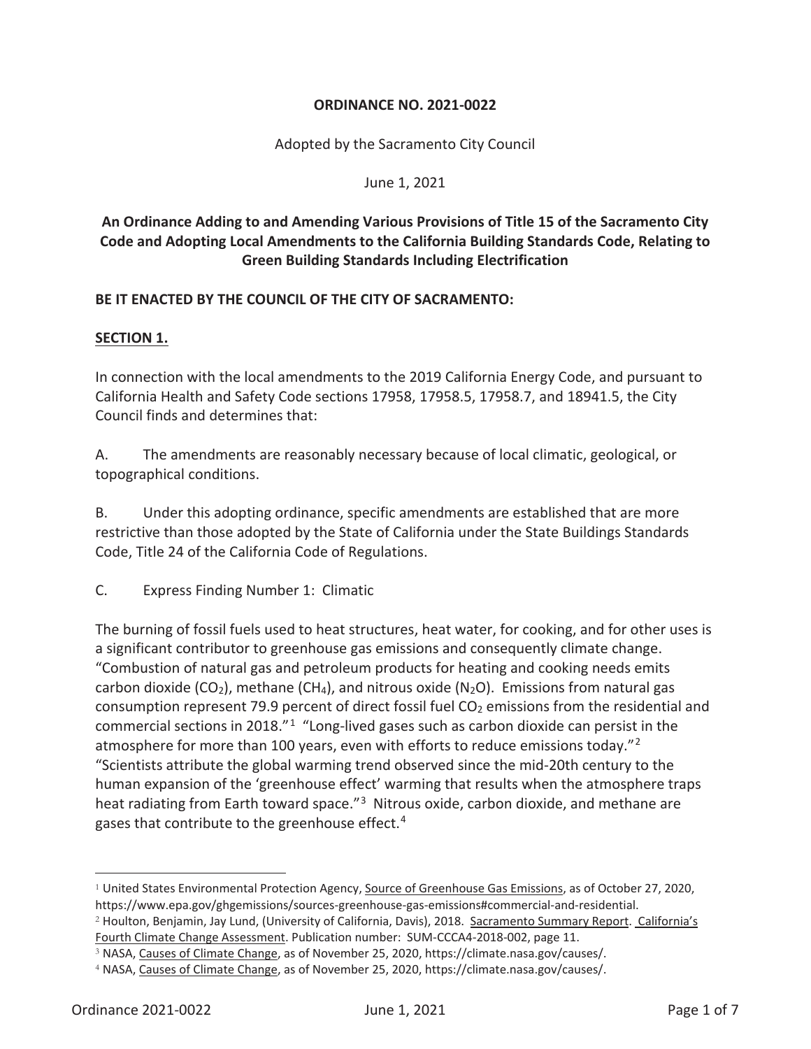**ORDINANCE NO. 2021-0022**

Adopted by the Sacramento City Council

June 1, 2021

**An Ordinance Adding to and Amending Various Provisions of Title 15 of the Sacramento City Code and Adopting Local Amendments to the California Building Standards Code, Relating to Green Building Standards Including Electrification**

**BE IT ENACTED BY THE COUNCIL OF THE CITY OF SACRAMENTO:**

**SECTION 1.**

In connection with the local amendments to the 2019 California Energy Code, and pursuant to California Health and Safety Code sections 17958, 17958.5, 17958.7, and 18941.5, the City Council finds and determines that:

A. The amendments are reasonably necessary because of local climatic, geological, or topographical conditions.

B. Under this adopting ordinance, specific amendments are established that are more restrictive than those adopted by the State of California under the State Buildings Standards Code, Title 24 of the California Code of Regulations.

C. Express Finding Number 1: Climatic

The burning of fossil fuels used to heat structures, heat water, for cooking, and for other uses is a significant contributor to greenhouse gas emissions and consequently climate change. "Combustion of natural gas and petroleum products for heating and cooking needs emits carbon dioxide ($CO_2$), methane ($CH_4$), and nitrous oxide ($N_2O$). Emissions from natural gas consumption represent 79.9 percent of direct fossil fuel $CO_2$ emissions from the residential and commercial sections in 2018."[1] "Long-lived gases such as carbon dioxide can persist in the atmosphere for more than 100 years, even with efforts to reduce emissions today."[2] "Scientists attribute the global warming trend observed since the mid-20th century to the human expansion of the 'greenhouse effect' warming that results when the atmosphere traps heat radiating from Earth toward space."[3] Nitrous oxide, carbon dioxide, and methane are gases that contribute to the greenhouse effect.[4]

---

[1] United States Environmental Protection Agency, Source of Greenhouse Gas Emissions, as of October 27, 2020, https://www.epa.gov/ghgemissions/sources-greenhouse-gas-emissions#commercial-and-residential.

[2] Houlton, Benjamin, Jay Lund, (University of California, Davis), 2018. Sacramento Summary Report. California's Fourth Climate Change Assessment. Publication number: SUM-CCCA4-2018-002, page 11.

[3] NASA, Causes of Climate Change, as of November 25, 2020, https://climate.nasa.gov/causes/.

[4] NASA, Causes of Climate Change, as of November 25, 2020, https://climate.nasa.gov/causes/.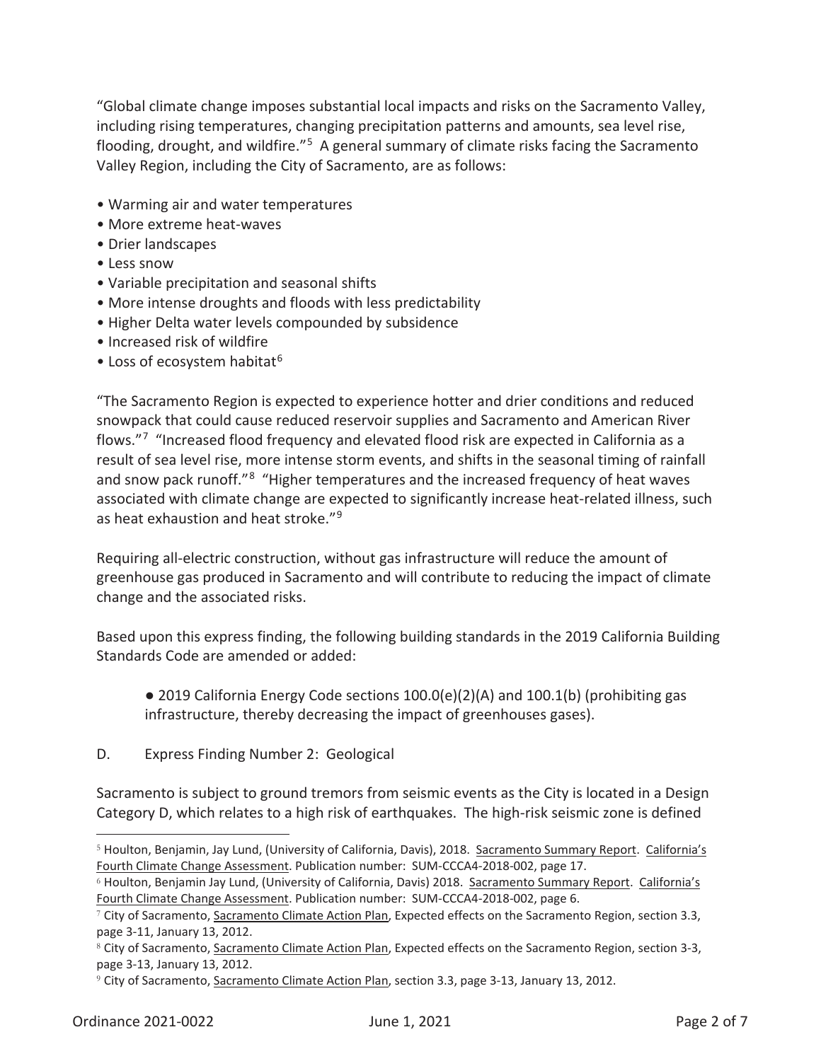"Global climate change imposes substantial local impacts and risks on the Sacramento Valley, including rising temperatures, changing precipitation patterns and amounts, sea level rise, flooding, drought, and wildfire."[5] A general summary of climate risks facing the Sacramento Valley Region, including the City of Sacramento, are as follows:

- Warming air and water temperatures
- More extreme heat-waves
- Drier landscapes
- Less snow
- Variable precipitation and seasonal shifts
- More intense droughts and floods with less predictability
- Higher Delta water levels compounded by subsidence
- Increased risk of wildfire
- Loss of ecosystem habitat[6]

"The Sacramento Region is expected to experience hotter and drier conditions and reduced snowpack that could cause reduced reservoir supplies and Sacramento and American River flows."[7] "Increased flood frequency and elevated flood risk are expected in California as a result of sea level rise, more intense storm events, and shifts in the seasonal timing of rainfall and snow pack runoff."[8] "Higher temperatures and the increased frequency of heat waves associated with climate change are expected to significantly increase heat-related illness, such as heat exhaustion and heat stroke."[9]

Requiring all-electric construction, without gas infrastructure will reduce the amount of greenhouse gas produced in Sacramento and will contribute to reducing the impact of climate change and the associated risks.

Based upon this express finding, the following building standards in the 2019 California Building Standards Code are amended or added:

> ● 2019 California Energy Code sections 100.0(e)(2)(A) and 100.1(b) (prohibiting gas infrastructure, thereby decreasing the impact of greenhouses gases).

D. Express Finding Number 2: Geological

Sacramento is subject to ground tremors from seismic events as the City is located in a Design Category D, which relates to a high risk of earthquakes. The high-risk seismic zone is defined

---

[5] Houlton, Benjamin, Jay Lund, (University of California, Davis), 2018. Sacramento Summary Report. California's Fourth Climate Change Assessment. Publication number: SUM-CCCA4-2018-002, page 17.

[6] Houlton, Benjamin Jay Lund, (University of California, Davis) 2018. Sacramento Summary Report. California's Fourth Climate Change Assessment. Publication number: SUM-CCCA4-2018-002, page 6.

[7] City of Sacramento, Sacramento Climate Action Plan, Expected effects on the Sacramento Region, section 3.3, page 3-11, January 13, 2012.

[8] City of Sacramento, Sacramento Climate Action Plan, Expected effects on the Sacramento Region, section 3-3, page 3-13, January 13, 2012.

[9] City of Sacramento, Sacramento Climate Action Plan, section 3.3, page 3-13, January 13, 2012.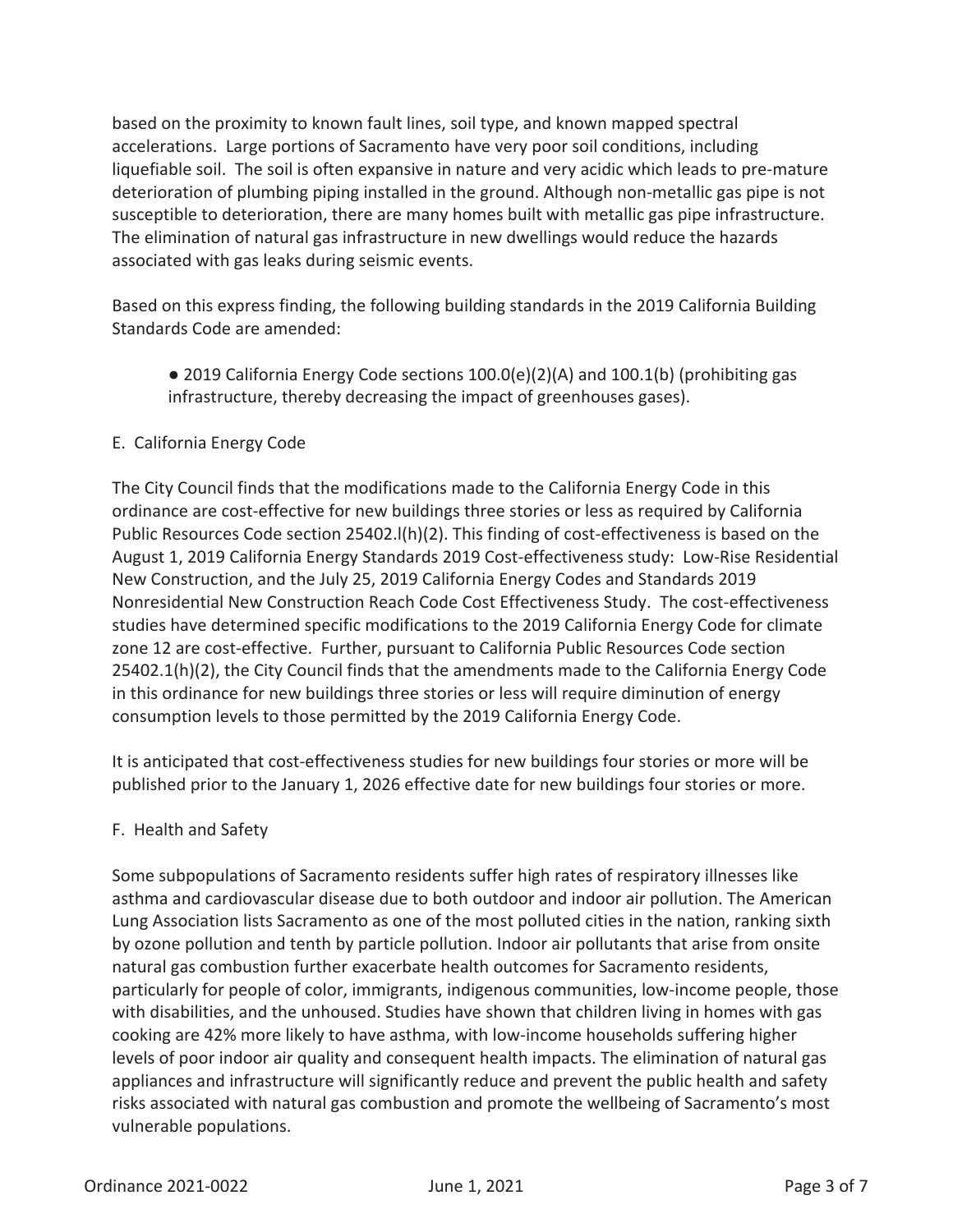based on the proximity to known fault lines, soil type, and known mapped spectral accelerations. Large portions of Sacramento have very poor soil conditions, including liquefiable soil. The soil is often expansive in nature and very acidic which leads to pre-mature deterioration of plumbing piping installed in the ground. Although non-metallic gas pipe is not susceptible to deterioration, there are many homes built with metallic gas pipe infrastructure. The elimination of natural gas infrastructure in new dwellings would reduce the hazards associated with gas leaks during seismic events.

Based on this express finding, the following building standards in the 2019 California Building Standards Code are amended:

- 2019 California Energy Code sections 100.0(e)(2)(A) and 100.1(b) (prohibiting gas infrastructure, thereby decreasing the impact of greenhouses gases).

E. California Energy Code

The City Council finds that the modifications made to the California Energy Code in this ordinance are cost-effective for new buildings three stories or less as required by California Public Resources Code section 25402.l(h)(2). This finding of cost-effectiveness is based on the August 1, 2019 California Energy Standards 2019 Cost-effectiveness study: Low-Rise Residential New Construction, and the July 25, 2019 California Energy Codes and Standards 2019 Nonresidential New Construction Reach Code Cost Effectiveness Study. The cost-effectiveness studies have determined specific modifications to the 2019 California Energy Code for climate zone 12 are cost-effective. Further, pursuant to California Public Resources Code section 25402.1(h)(2), the City Council finds that the amendments made to the California Energy Code in this ordinance for new buildings three stories or less will require diminution of energy consumption levels to those permitted by the 2019 California Energy Code.

It is anticipated that cost-effectiveness studies for new buildings four stories or more will be published prior to the January 1, 2026 effective date for new buildings four stories or more.

F. Health and Safety

Some subpopulations of Sacramento residents suffer high rates of respiratory illnesses like asthma and cardiovascular disease due to both outdoor and indoor air pollution. The American Lung Association lists Sacramento as one of the most polluted cities in the nation, ranking sixth by ozone pollution and tenth by particle pollution. Indoor air pollutants that arise from onsite natural gas combustion further exacerbate health outcomes for Sacramento residents, particularly for people of color, immigrants, indigenous communities, low-income people, those with disabilities, and the unhoused. Studies have shown that children living in homes with gas cooking are 42% more likely to have asthma, with low-income households suffering higher levels of poor indoor air quality and consequent health impacts. The elimination of natural gas appliances and infrastructure will significantly reduce and prevent the public health and safety risks associated with natural gas combustion and promote the wellbeing of Sacramento's most vulnerable populations.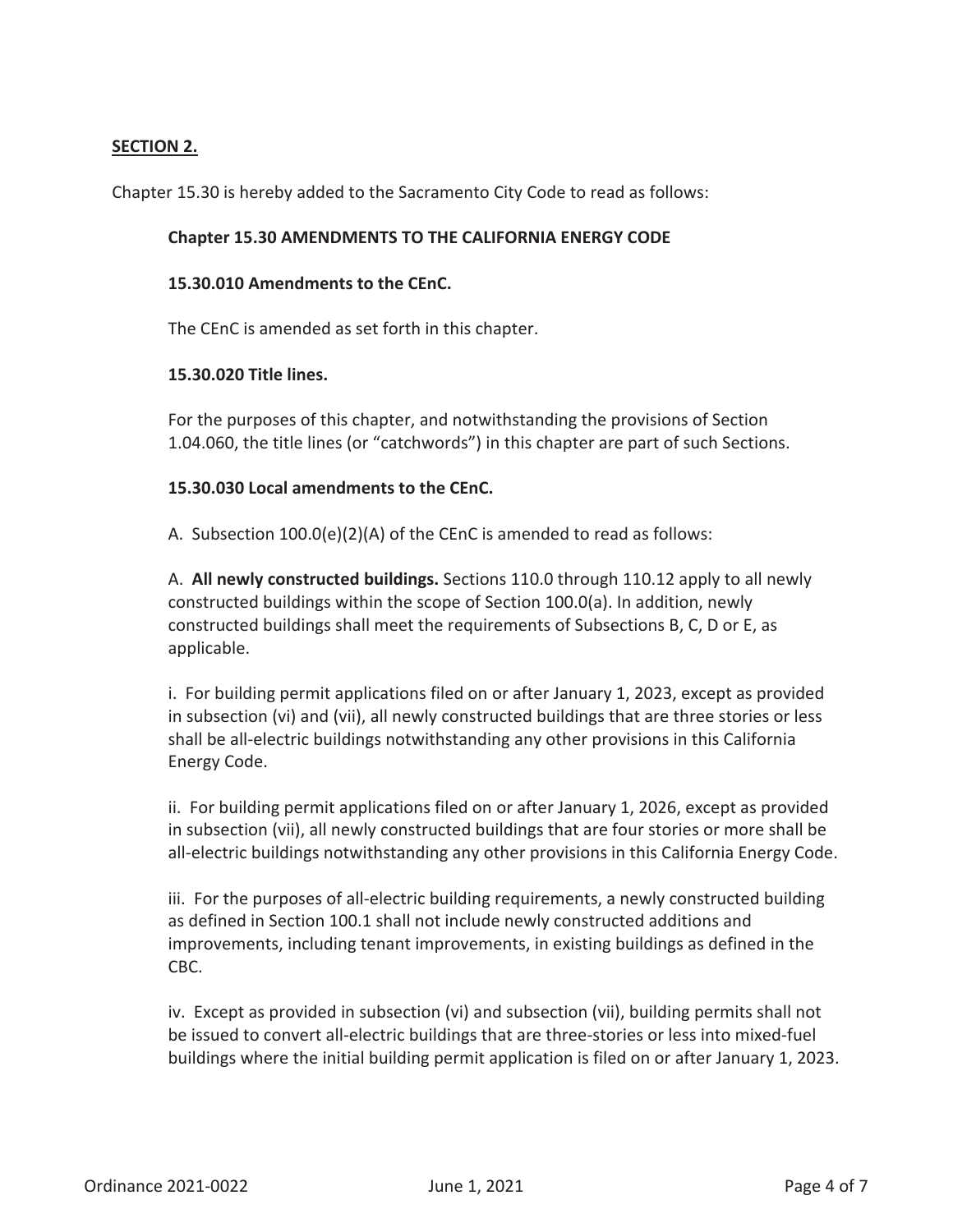**SECTION 2.**

Chapter 15.30 is hereby added to the Sacramento City Code to read as follows:

**Chapter 15.30 AMENDMENTS TO THE CALIFORNIA ENERGY CODE**

**15.30.010 Amendments to the CEnC.**

The CEnC is amended as set forth in this chapter.

**15.30.020 Title lines.**

For the purposes of this chapter, and notwithstanding the provisions of Section 1.04.060, the title lines (or "catchwords") in this chapter are part of such Sections.

**15.30.030 Local amendments to the CEnC.**

A. Subsection 100.0(e)(2)(A) of the CEnC is amended to read as follows:

A. **All newly constructed buildings.** Sections 110.0 through 110.12 apply to all newly constructed buildings within the scope of Section 100.0(a). In addition, newly constructed buildings shall meet the requirements of Subsections B, C, D or E, as applicable.

i. For building permit applications filed on or after January 1, 2023, except as provided in subsection (vi) and (vii), all newly constructed buildings that are three stories or less shall be all-electric buildings notwithstanding any other provisions in this California Energy Code.

ii. For building permit applications filed on or after January 1, 2026, except as provided in subsection (vii), all newly constructed buildings that are four stories or more shall be all-electric buildings notwithstanding any other provisions in this California Energy Code.

iii. For the purposes of all-electric building requirements, a newly constructed building as defined in Section 100.1 shall not include newly constructed additions and improvements, including tenant improvements, in existing buildings as defined in the CBC.

iv. Except as provided in subsection (vi) and subsection (vii), building permits shall not be issued to convert all-electric buildings that are three-stories or less into mixed-fuel buildings where the initial building permit application is filed on or after January 1, 2023.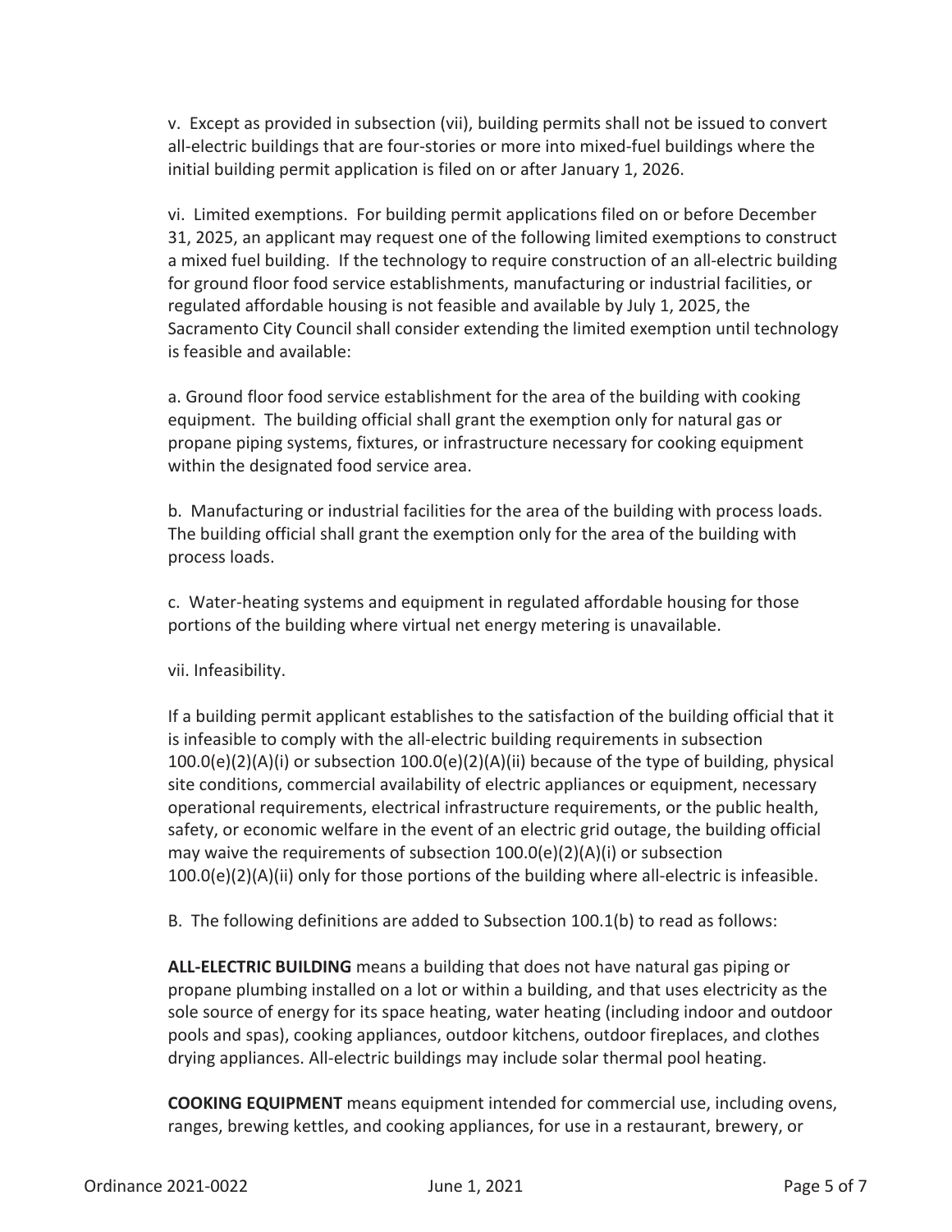v. Except as provided in subsection (vii), building permits shall not be issued to convert all-electric buildings that are four-stories or more into mixed-fuel buildings where the initial building permit application is filed on or after January 1, 2026.

vi. Limited exemptions. For building permit applications filed on or before December 31, 2025, an applicant may request one of the following limited exemptions to construct a mixed fuel building. If the technology to require construction of an all-electric building for ground floor food service establishments, manufacturing or industrial facilities, or regulated affordable housing is not feasible and available by July 1, 2025, the Sacramento City Council shall consider extending the limited exemption until technology is feasible and available:

a. Ground floor food service establishment for the area of the building with cooking equipment. The building official shall grant the exemption only for natural gas or propane piping systems, fixtures, or infrastructure necessary for cooking equipment within the designated food service area.

b. Manufacturing or industrial facilities for the area of the building with process loads. The building official shall grant the exemption only for the area of the building with process loads.

c. Water-heating systems and equipment in regulated affordable housing for those portions of the building where virtual net energy metering is unavailable.

vii. Infeasibility.

If a building permit applicant establishes to the satisfaction of the building official that it is infeasible to comply with the all-electric building requirements in subsection 100.0(e)(2)(A)(i) or subsection 100.0(e)(2)(A)(ii) because of the type of building, physical site conditions, commercial availability of electric appliances or equipment, necessary operational requirements, electrical infrastructure requirements, or the public health, safety, or economic welfare in the event of an electric grid outage, the building official may waive the requirements of subsection 100.0(e)(2)(A)(i) or subsection 100.0(e)(2)(A)(ii) only for those portions of the building where all-electric is infeasible.

B. The following definitions are added to Subsection 100.1(b) to read as follows:

**ALL-ELECTRIC BUILDING** means a building that does not have natural gas piping or propane plumbing installed on a lot or within a building, and that uses electricity as the sole source of energy for its space heating, water heating (including indoor and outdoor pools and spas), cooking appliances, outdoor kitchens, outdoor fireplaces, and clothes drying appliances. All-electric buildings may include solar thermal pool heating.

**COOKING EQUIPMENT** means equipment intended for commercial use, including ovens, ranges, brewing kettles, and cooking appliances, for use in a restaurant, brewery, or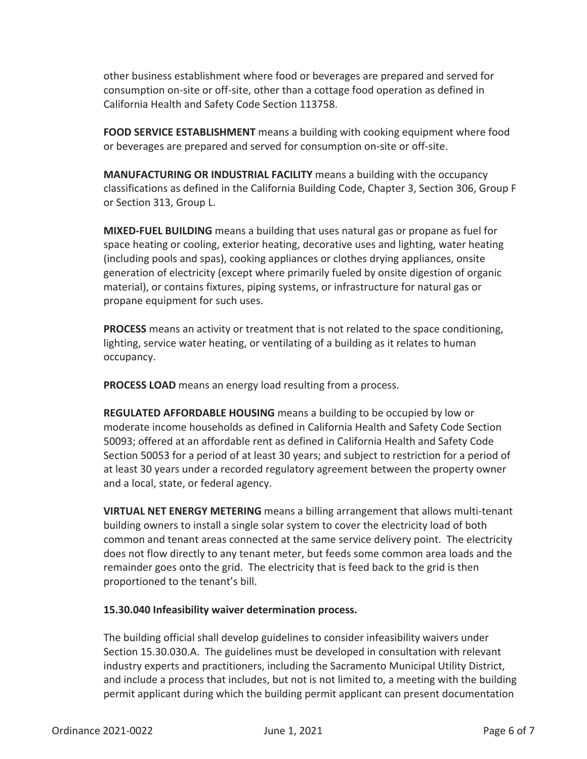other business establishment where food or beverages are prepared and served for consumption on-site or off-site, other than a cottage food operation as defined in California Health and Safety Code Section 113758.

**FOOD SERVICE ESTABLISHMENT** means a building with cooking equipment where food or beverages are prepared and served for consumption on-site or off-site.

**MANUFACTURING OR INDUSTRIAL FACILITY** means a building with the occupancy classifications as defined in the California Building Code, Chapter 3, Section 306, Group F or Section 313, Group L.

**MIXED-FUEL BUILDING** means a building that uses natural gas or propane as fuel for space heating or cooling, exterior heating, decorative uses and lighting, water heating (including pools and spas), cooking appliances or clothes drying appliances, onsite generation of electricity (except where primarily fueled by onsite digestion of organic material), or contains fixtures, piping systems, or infrastructure for natural gas or propane equipment for such uses.

**PROCESS** means an activity or treatment that is not related to the space conditioning, lighting, service water heating, or ventilating of a building as it relates to human occupancy.

**PROCESS LOAD** means an energy load resulting from a process.

**REGULATED AFFORDABLE HOUSING** means a building to be occupied by low or moderate income households as defined in California Health and Safety Code Section 50093; offered at an affordable rent as defined in California Health and Safety Code Section 50053 for a period of at least 30 years; and subject to restriction for a period of at least 30 years under a recorded regulatory agreement between the property owner and a local, state, or federal agency.

**VIRTUAL NET ENERGY METERING** means a billing arrangement that allows multi-tenant building owners to install a single solar system to cover the electricity load of both common and tenant areas connected at the same service delivery point. The electricity does not flow directly to any tenant meter, but feeds some common area loads and the remainder goes onto the grid. The electricity that is feed back to the grid is then proportioned to the tenant's bill.

**15.30.040 Infeasibility waiver determination process.**

The building official shall develop guidelines to consider infeasibility waivers under Section 15.30.030.A. The guidelines must be developed in consultation with relevant industry experts and practitioners, including the Sacramento Municipal Utility District, and include a process that includes, but not is not limited to, a meeting with the building permit applicant during which the building permit applicant can present documentation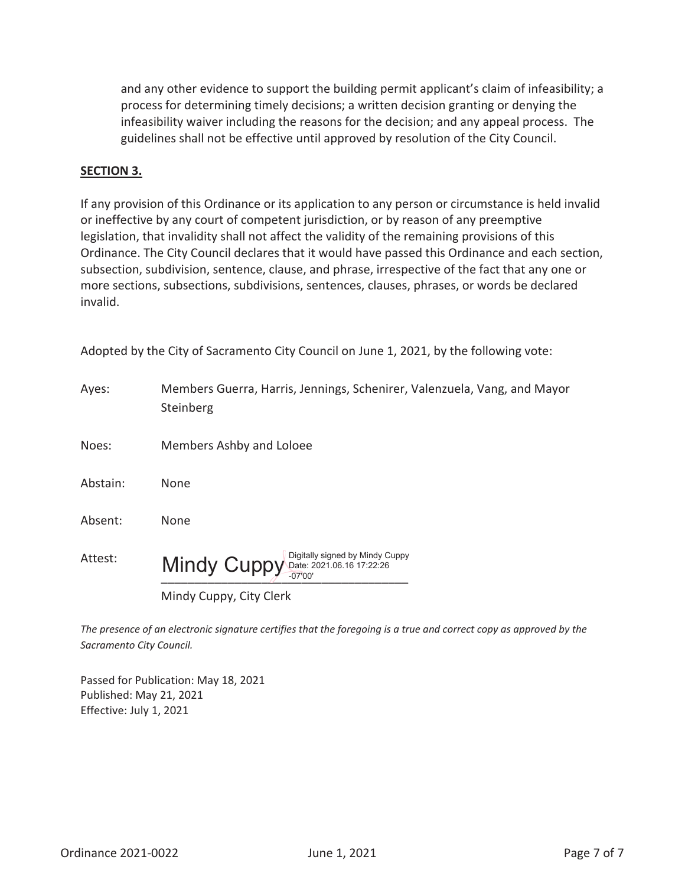and any other evidence to support the building permit applicant's claim of infeasibility; a process for determining timely decisions; a written decision granting or denying the infeasibility waiver including the reasons for the decision; and any appeal process. The guidelines shall not be effective until approved by resolution of the City Council.

**SECTION 3.**

If any provision of this Ordinance or its application to any person or circumstance is held invalid or ineffective by any court of competent jurisdiction, or by reason of any preemptive legislation, that invalidity shall not affect the validity of the remaining provisions of this Ordinance. The City Council declares that it would have passed this Ordinance and each section, subsection, subdivision, sentence, clause, and phrase, irrespective of the fact that any one or more sections, subsections, subdivisions, sentences, clauses, phrases, or words be declared invalid.

Adopted by the City of Sacramento City Council on June 1, 2021, by the following vote:

Ayes: Members Guerra, Harris, Jennings, Schenirer, Valenzuela, Vang, and Mayor Steinberg

Noes: Members Ashby and Loloee

Abstain: None

Absent: None

Attest: Mindy Cuppy Digitally signed by Mindy Cuppy Date: 2021.06.16 17:22:26 -07'00'

Mindy Cuppy, City Clerk

*The presence of an electronic signature certifies that the foregoing is a true and correct copy as approved by the Sacramento City Council.*

Passed for Publication: May 18, 2021
Published: May 21, 2021
Effective: July 1, 2021